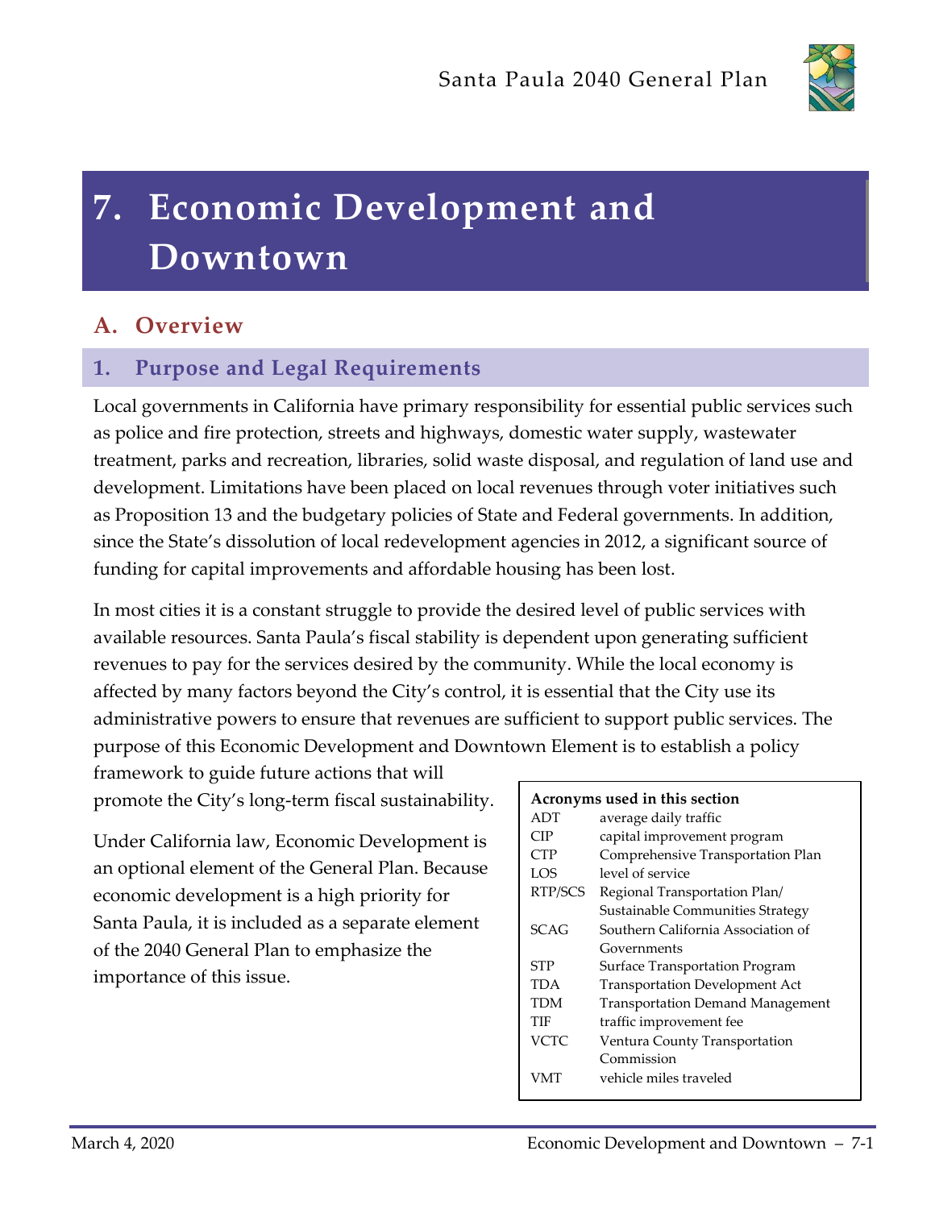# 7. Economic Development and Downtown

## A. Overview

### 1. Purpose and Legal Requirements

Local governments in California have primary responsibility for essential public services such as police and fire protection, streets and highways, domestic water supply, wastewater treatment, parks and recreation, libraries, solid waste disposal, and regulation of land use and development. Limitations have been placed on local revenues through voter initiatives such as Proposition 13 and the budgetary policies of State and Federal governments. In addition, since the State's dissolution of local redevelopment agencies in 2012, a significant source of funding for capital improvements and affordable housing has been lost.

In most cities it is a constant struggle to provide the desired level of public services with available resources. Santa Paula's fiscal stability is dependent upon generating sufficient revenues to pay for the services desired by the community. While the local economy is affected by many factors beyond the City's control, it is essential that the City use its administrative powers to ensure that revenues are sufficient to support public services. The purpose of this Economic Development and Downtown Element is to establish a policy framework to guide future actions that will promote the City's long-term fiscal sustainability.

Under California law, Economic Development is an optional element of the General Plan. Because economic development is a high priority for Santa Paula, it is included as a separate element of the 2040 General Plan to emphasize the importance of this issue.

**Acronyms used in this section**

| | |
|---|---|
| ADT | average daily traffic |
| CIP | capital improvement program |
| CTP | Comprehensive Transportation Plan |
| LOS | level of service |
| RTP/SCS | Regional Transportation Plan/ Sustainable Communities Strategy |
| SCAG | Southern California Association of Governments |
| STP | Surface Transportation Program |
| TDA | Transportation Development Act |
| TDM | Transportation Demand Management |
| TIF | traffic improvement fee |
| VCTC | Ventura County Transportation Commission |
| VMT | vehicle miles traveled |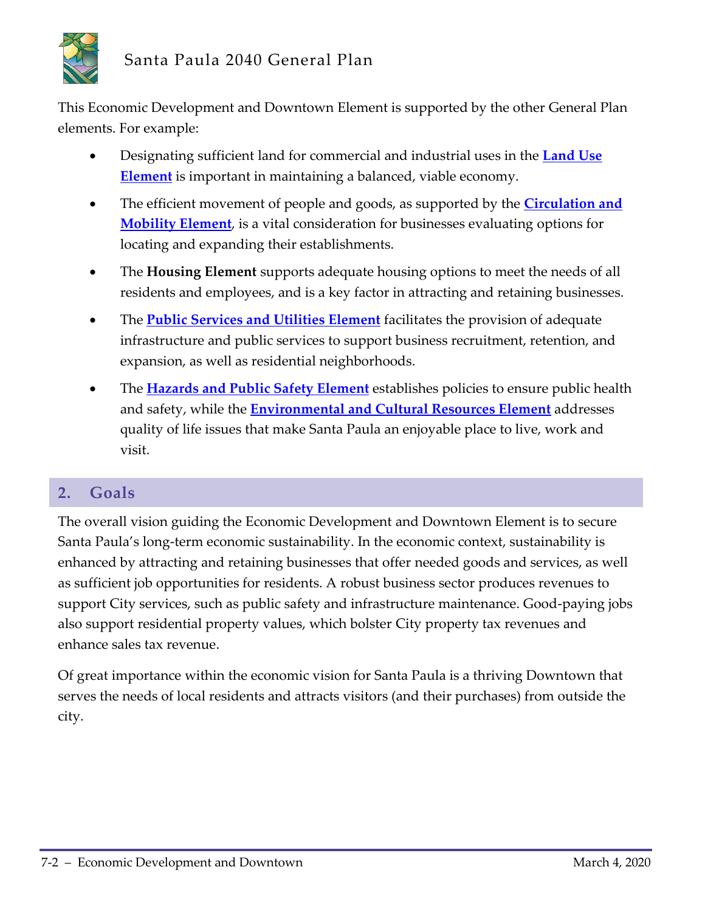This Economic Development and Downtown Element is supported by the other General Plan elements. For example:

- Designating sufficient land for commercial and industrial uses in the **Land Use Element** is important in maintaining a balanced, viable economy.
- The efficient movement of people and goods, as supported by the **Circulation and Mobility Element**, is a vital consideration for businesses evaluating options for locating and expanding their establishments.
- The **Housing Element** supports adequate housing options to meet the needs of all residents and employees, and is a key factor in attracting and retaining businesses.
- The **Public Services and Utilities Element** facilitates the provision of adequate infrastructure and public services to support business recruitment, retention, and expansion, as well as residential neighborhoods.
- The **Hazards and Public Safety Element** establishes policies to ensure public health and safety, while the **Environmental and Cultural Resources Element** addresses quality of life issues that make Santa Paula an enjoyable place to live, work and visit.

## 2. Goals

The overall vision guiding the Economic Development and Downtown Element is to secure Santa Paula's long-term economic sustainability. In the economic context, sustainability is enhanced by attracting and retaining businesses that offer needed goods and services, as well as sufficient job opportunities for residents. A robust business sector produces revenues to support City services, such as public safety and infrastructure maintenance. Good-paying jobs also support residential property values, which bolster City property tax revenues and enhance sales tax revenue.

Of great importance within the economic vision for Santa Paula is a thriving Downtown that serves the needs of local residents and attracts visitors (and their purchases) from outside the city.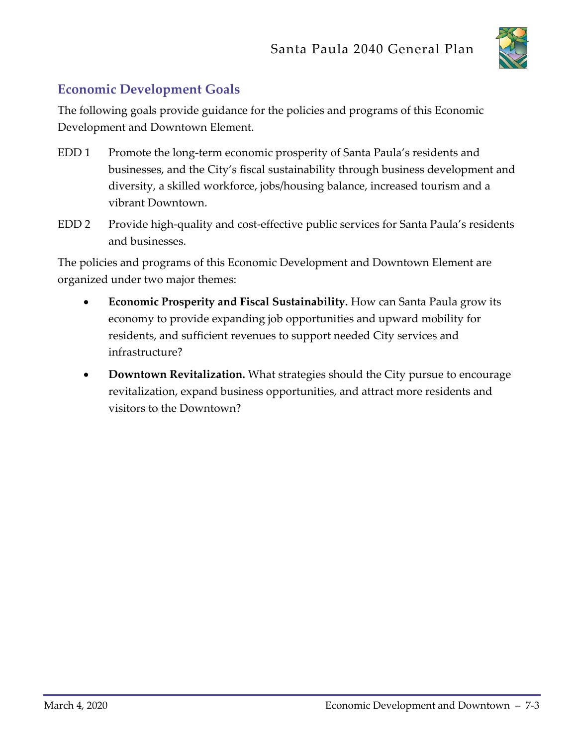## Economic Development Goals

The following goals provide guidance for the policies and programs of this Economic Development and Downtown Element.

EDD 1 Promote the long-term economic prosperity of Santa Paula's residents and businesses, and the City's fiscal sustainability through business development and diversity, a skilled workforce, jobs/housing balance, increased tourism and a vibrant Downtown.

EDD 2 Provide high-quality and cost-effective public services for Santa Paula's residents and businesses.

The policies and programs of this Economic Development and Downtown Element are organized under two major themes:

- **Economic Prosperity and Fiscal Sustainability.** How can Santa Paula grow its economy to provide expanding job opportunities and upward mobility for residents, and sufficient revenues to support needed City services and infrastructure?
- **Downtown Revitalization.** What strategies should the City pursue to encourage revitalization, expand business opportunities, and attract more residents and visitors to the Downtown?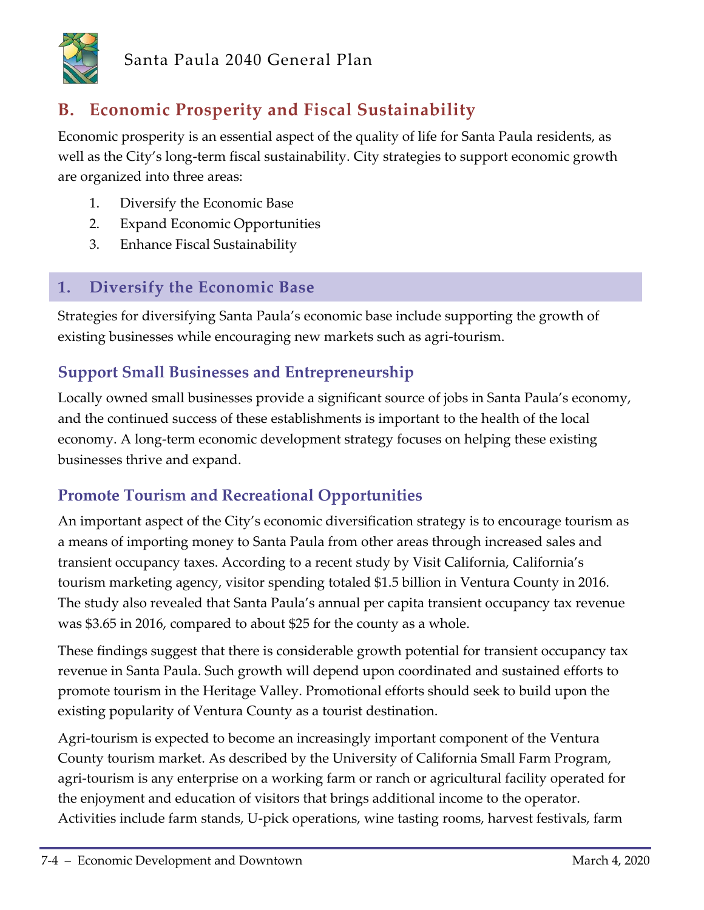## B. Economic Prosperity and Fiscal Sustainability

Economic prosperity is an essential aspect of the quality of life for Santa Paula residents, as well as the City's long-term fiscal sustainability. City strategies to support economic growth are organized into three areas:

1. Diversify the Economic Base
2. Expand Economic Opportunities
3. Enhance Fiscal Sustainability

### 1. Diversify the Economic Base

Strategies for diversifying Santa Paula's economic base include supporting the growth of existing businesses while encouraging new markets such as agri-tourism.

#### Support Small Businesses and Entrepreneurship

Locally owned small businesses provide a significant source of jobs in Santa Paula's economy, and the continued success of these establishments is important to the health of the local economy. A long-term economic development strategy focuses on helping these existing businesses thrive and expand.

#### Promote Tourism and Recreational Opportunities

An important aspect of the City's economic diversification strategy is to encourage tourism as a means of importing money to Santa Paula from other areas through increased sales and transient occupancy taxes. According to a recent study by Visit California, California's tourism marketing agency, visitor spending totaled $1.5 billion in Ventura County in 2016. The study also revealed that Santa Paula's annual per capita transient occupancy tax revenue was $3.65 in 2016, compared to about $25 for the county as a whole.

These findings suggest that there is considerable growth potential for transient occupancy tax revenue in Santa Paula. Such growth will depend upon coordinated and sustained efforts to promote tourism in the Heritage Valley. Promotional efforts should seek to build upon the existing popularity of Ventura County as a tourist destination.

Agri-tourism is expected to become an increasingly important component of the Ventura County tourism market. As described by the University of California Small Farm Program, agri-tourism is any enterprise on a working farm or ranch or agricultural facility operated for the enjoyment and education of visitors that brings additional income to the operator. Activities include farm stands, U-pick operations, wine tasting rooms, harvest festivals, farm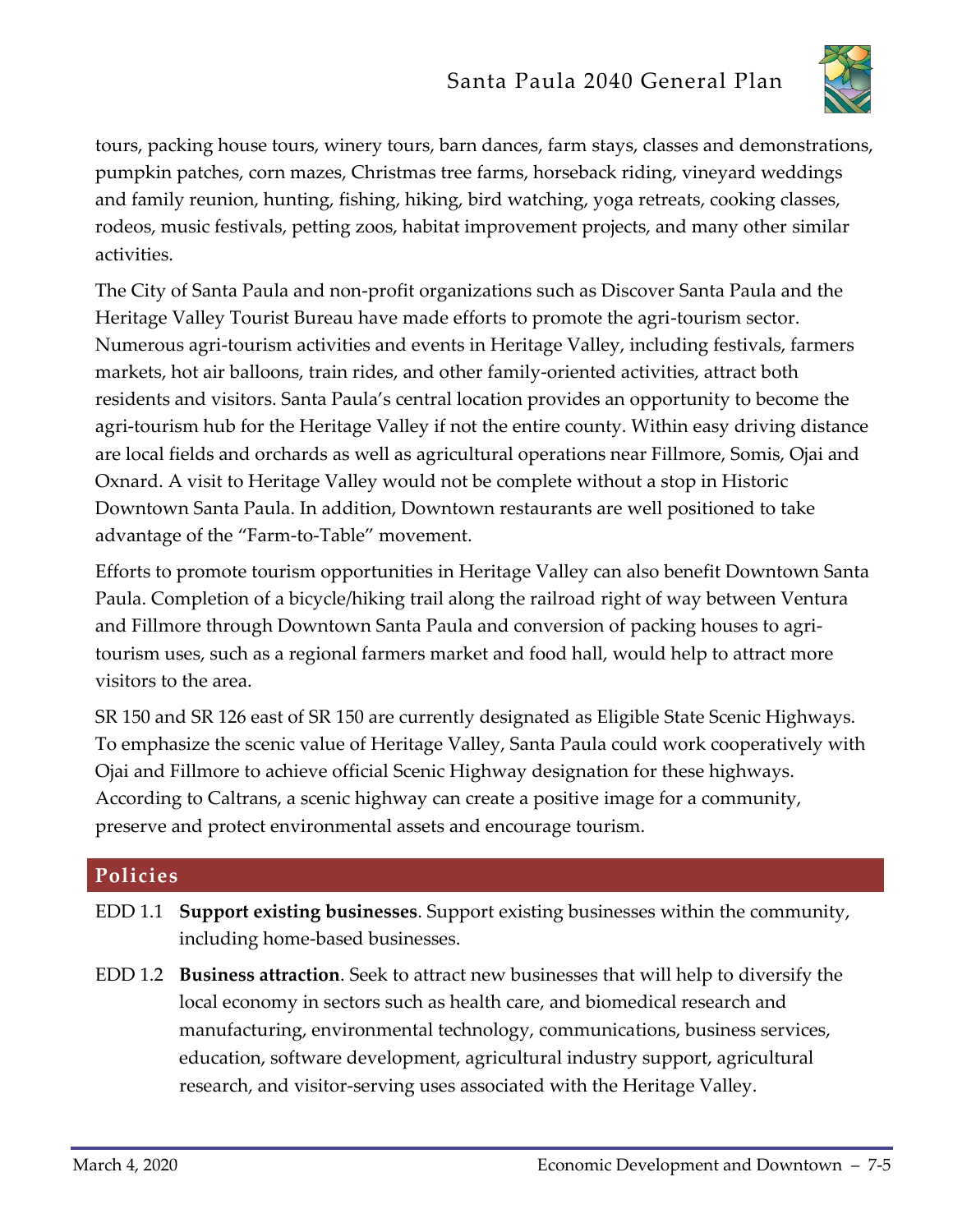tours, packing house tours, winery tours, barn dances, farm stays, classes and demonstrations, pumpkin patches, corn mazes, Christmas tree farms, horseback riding, vineyard weddings and family reunion, hunting, fishing, hiking, bird watching, yoga retreats, cooking classes, rodeos, music festivals, petting zoos, habitat improvement projects, and many other similar activities.

The City of Santa Paula and non-profit organizations such as Discover Santa Paula and the Heritage Valley Tourist Bureau have made efforts to promote the agri-tourism sector. Numerous agri-tourism activities and events in Heritage Valley, including festivals, farmers markets, hot air balloons, train rides, and other family-oriented activities, attract both residents and visitors. Santa Paula's central location provides an opportunity to become the agri-tourism hub for the Heritage Valley if not the entire county. Within easy driving distance are local fields and orchards as well as agricultural operations near Fillmore, Somis, Ojai and Oxnard. A visit to Heritage Valley would not be complete without a stop in Historic Downtown Santa Paula. In addition, Downtown restaurants are well positioned to take advantage of the "Farm-to-Table" movement.

Efforts to promote tourism opportunities in Heritage Valley can also benefit Downtown Santa Paula. Completion of a bicycle/hiking trail along the railroad right of way between Ventura and Fillmore through Downtown Santa Paula and conversion of packing houses to agri-tourism uses, such as a regional farmers market and food hall, would help to attract more visitors to the area.

SR 150 and SR 126 east of SR 150 are currently designated as Eligible State Scenic Highways. To emphasize the scenic value of Heritage Valley, Santa Paula could work cooperatively with Ojai and Fillmore to achieve official Scenic Highway designation for these highways. According to Caltrans, a scenic highway can create a positive image for a community, preserve and protect environmental assets and encourage tourism.

## Policies

EDD 1.1 **Support existing businesses**. Support existing businesses within the community, including home-based businesses.

EDD 1.2 **Business attraction**. Seek to attract new businesses that will help to diversify the local economy in sectors such as health care, and biomedical research and manufacturing, environmental technology, communications, business services, education, software development, agricultural industry support, agricultural research, and visitor-serving uses associated with the Heritage Valley.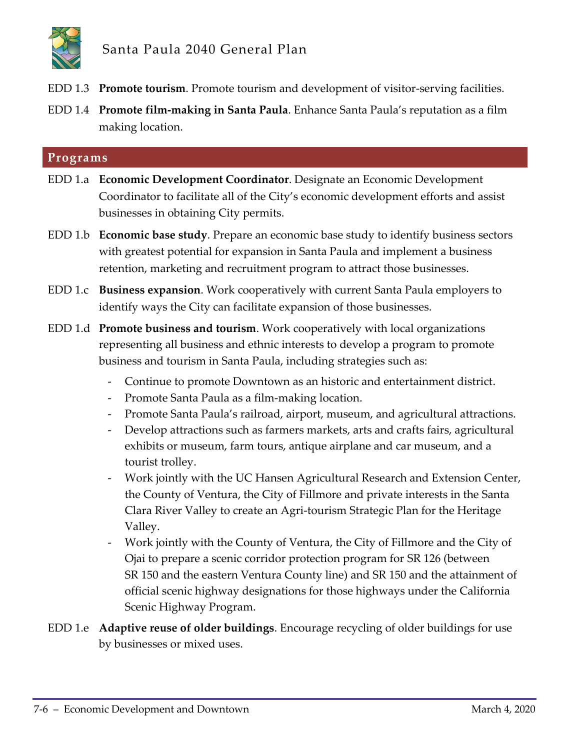EDD 1.3 **Promote tourism**. Promote tourism and development of visitor-serving facilities.

EDD 1.4 **Promote film-making in Santa Paula**. Enhance Santa Paula's reputation as a film making location.

## Programs

EDD 1.a **Economic Development Coordinator**. Designate an Economic Development Coordinator to facilitate all of the City's economic development efforts and assist businesses in obtaining City permits.

EDD 1.b **Economic base study**. Prepare an economic base study to identify business sectors with greatest potential for expansion in Santa Paula and implement a business retention, marketing and recruitment program to attract those businesses.

EDD 1.c **Business expansion**. Work cooperatively with current Santa Paula employers to identify ways the City can facilitate expansion of those businesses.

EDD 1.d **Promote business and tourism**. Work cooperatively with local organizations representing all business and ethnic interests to develop a program to promote business and tourism in Santa Paula, including strategies such as:

- Continue to promote Downtown as an historic and entertainment district.
- Promote Santa Paula as a film-making location.
- Promote Santa Paula's railroad, airport, museum, and agricultural attractions.
- Develop attractions such as farmers markets, arts and crafts fairs, agricultural exhibits or museum, farm tours, antique airplane and car museum, and a tourist trolley.
- Work jointly with the UC Hansen Agricultural Research and Extension Center, the County of Ventura, the City of Fillmore and private interests in the Santa Clara River Valley to create an Agri-tourism Strategic Plan for the Heritage Valley.
- Work jointly with the County of Ventura, the City of Fillmore and the City of Ojai to prepare a scenic corridor protection program for SR 126 (between SR 150 and the eastern Ventura County line) and SR 150 and the attainment of official scenic highway designations for those highways under the California Scenic Highway Program.

EDD 1.e **Adaptive reuse of older buildings**. Encourage recycling of older buildings for use by businesses or mixed uses.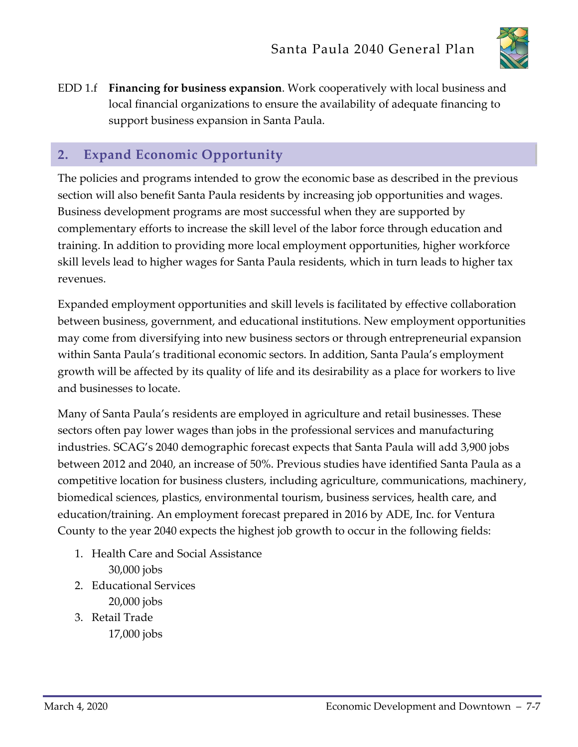EDD 1.f **Financing for business expansion**. Work cooperatively with local business and local financial organizations to ensure the availability of adequate financing to support business expansion in Santa Paula.

## 2. Expand Economic Opportunity

The policies and programs intended to grow the economic base as described in the previous section will also benefit Santa Paula residents by increasing job opportunities and wages. Business development programs are most successful when they are supported by complementary efforts to increase the skill level of the labor force through education and training. In addition to providing more local employment opportunities, higher workforce skill levels lead to higher wages for Santa Paula residents, which in turn leads to higher tax revenues.

Expanded employment opportunities and skill levels is facilitated by effective collaboration between business, government, and educational institutions. New employment opportunities may come from diversifying into new business sectors or through entrepreneurial expansion within Santa Paula's traditional economic sectors. In addition, Santa Paula's employment growth will be affected by its quality of life and its desirability as a place for workers to live and businesses to locate.

Many of Santa Paula's residents are employed in agriculture and retail businesses. These sectors often pay lower wages than jobs in the professional services and manufacturing industries. SCAG's 2040 demographic forecast expects that Santa Paula will add 3,900 jobs between 2012 and 2040, an increase of 50%. Previous studies have identified Santa Paula as a competitive location for business clusters, including agriculture, communications, machinery, biomedical sciences, plastics, environmental tourism, business services, health care, and education/training. An employment forecast prepared in 2016 by ADE, Inc. for Ventura County to the year 2040 expects the highest job growth to occur in the following fields:

1. Health Care and Social Assistance
   30,000 jobs
2. Educational Services
   20,000 jobs
3. Retail Trade
   17,000 jobs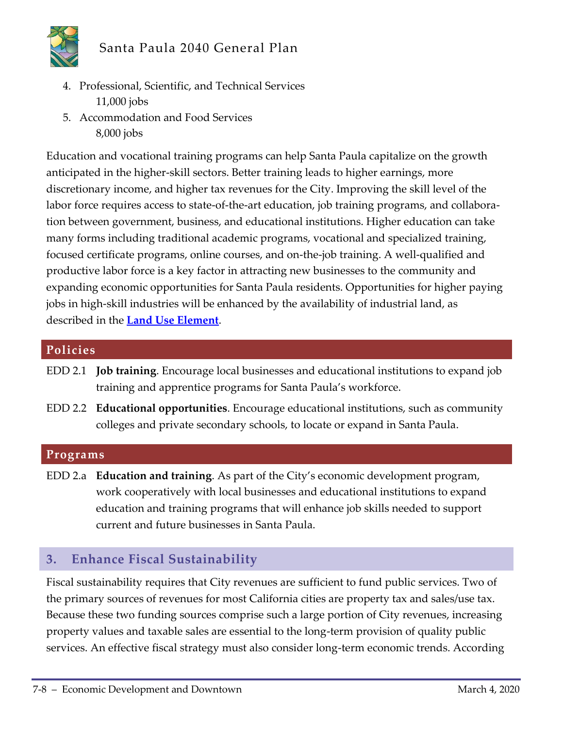4. Professional, Scientific, and Technical Services
   11,000 jobs
5. Accommodation and Food Services
   8,000 jobs

Education and vocational training programs can help Santa Paula capitalize on the growth anticipated in the higher-skill sectors. Better training leads to higher earnings, more discretionary income, and higher tax revenues for the City. Improving the skill level of the labor force requires access to state-of-the-art education, job training programs, and collaboration between government, business, and educational institutions. Higher education can take many forms including traditional academic programs, vocational and specialized training, focused certificate programs, online courses, and on-the-job training. A well-qualified and productive labor force is a key factor in attracting new businesses to the community and expanding economic opportunities for Santa Paula residents. Opportunities for higher paying jobs in high-skill industries will be enhanced by the availability of industrial land, as described in the **Land Use Element**.

### Policies

EDD 2.1 **Job training**. Encourage local businesses and educational institutions to expand job training and apprentice programs for Santa Paula's workforce.

EDD 2.2 **Educational opportunities**. Encourage educational institutions, such as community colleges and private secondary schools, to locate or expand in Santa Paula.

### Programs

EDD 2.a **Education and training**. As part of the City's economic development program, work cooperatively with local businesses and educational institutions to expand education and training programs that will enhance job skills needed to support current and future businesses in Santa Paula.

## 3. Enhance Fiscal Sustainability

Fiscal sustainability requires that City revenues are sufficient to fund public services. Two of the primary sources of revenues for most California cities are property tax and sales/use tax. Because these two funding sources comprise such a large portion of City revenues, increasing property values and taxable sales are essential to the long-term provision of quality public services. An effective fiscal strategy must also consider long-term economic trends. According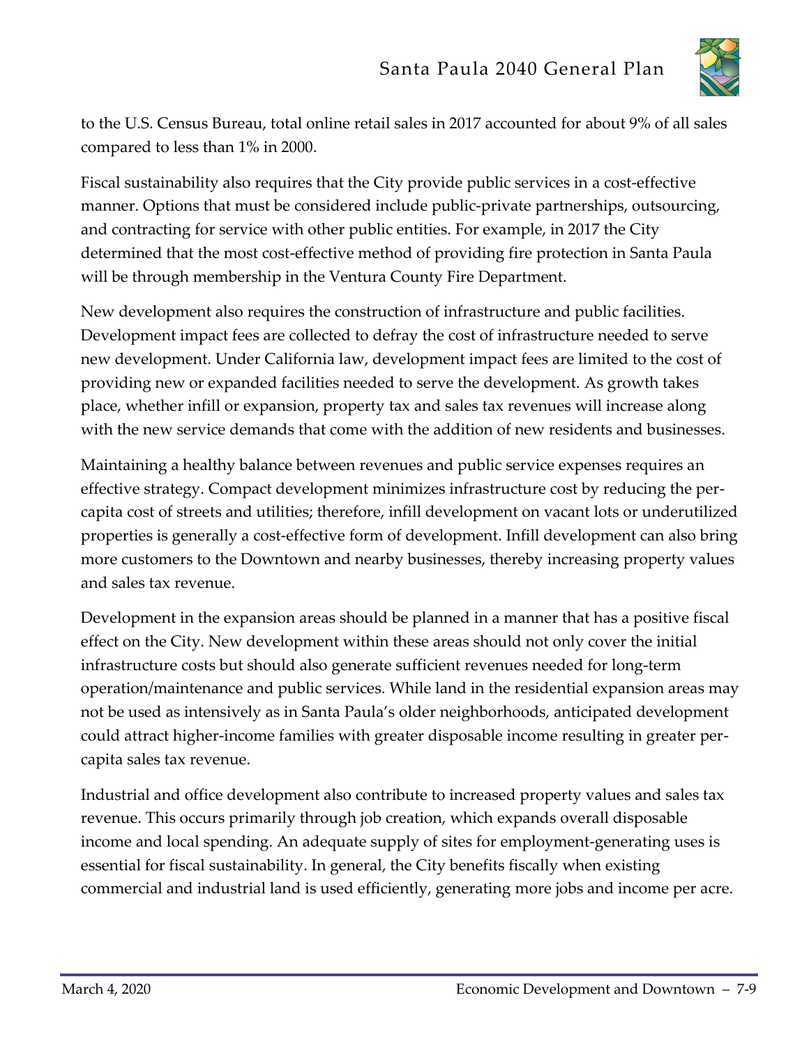to the U.S. Census Bureau, total online retail sales in 2017 accounted for about 9% of all sales compared to less than 1% in 2000.

Fiscal sustainability also requires that the City provide public services in a cost-effective manner. Options that must be considered include public-private partnerships, outsourcing, and contracting for service with other public entities. For example, in 2017 the City determined that the most cost-effective method of providing fire protection in Santa Paula will be through membership in the Ventura County Fire Department.

New development also requires the construction of infrastructure and public facilities. Development impact fees are collected to defray the cost of infrastructure needed to serve new development. Under California law, development impact fees are limited to the cost of providing new or expanded facilities needed to serve the development. As growth takes place, whether infill or expansion, property tax and sales tax revenues will increase along with the new service demands that come with the addition of new residents and businesses.

Maintaining a healthy balance between revenues and public service expenses requires an effective strategy. Compact development minimizes infrastructure cost by reducing the per-capita cost of streets and utilities; therefore, infill development on vacant lots or underutilized properties is generally a cost-effective form of development. Infill development can also bring more customers to the Downtown and nearby businesses, thereby increasing property values and sales tax revenue.

Development in the expansion areas should be planned in a manner that has a positive fiscal effect on the City. New development within these areas should not only cover the initial infrastructure costs but should also generate sufficient revenues needed for long-term operation/maintenance and public services. While land in the residential expansion areas may not be used as intensively as in Santa Paula's older neighborhoods, anticipated development could attract higher-income families with greater disposable income resulting in greater per-capita sales tax revenue.

Industrial and office development also contribute to increased property values and sales tax revenue. This occurs primarily through job creation, which expands overall disposable income and local spending. An adequate supply of sites for employment-generating uses is essential for fiscal sustainability. In general, the City benefits fiscally when existing commercial and industrial land is used efficiently, generating more jobs and income per acre.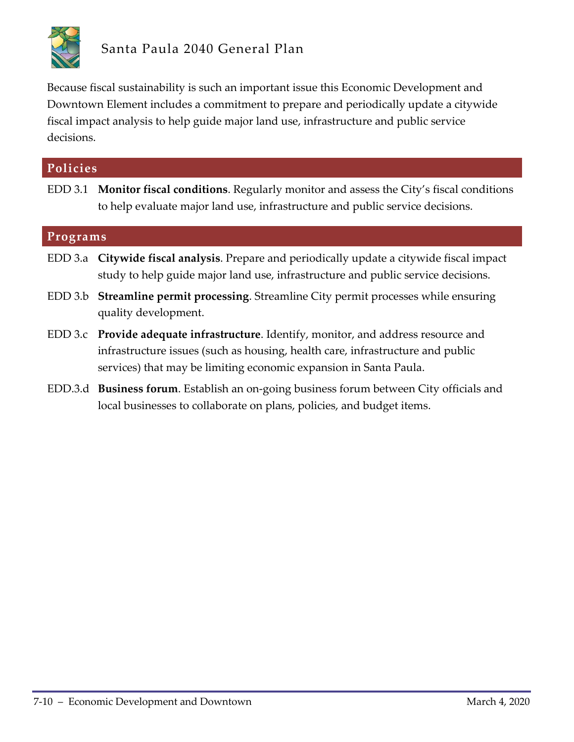Because fiscal sustainability is such an important issue this Economic Development and Downtown Element includes a commitment to prepare and periodically update a citywide fiscal impact analysis to help guide major land use, infrastructure and public service decisions.

## Policies

EDD 3.1 **Monitor fiscal conditions**. Regularly monitor and assess the City's fiscal conditions to help evaluate major land use, infrastructure and public service decisions.

## Programs

EDD 3.a **Citywide fiscal analysis**. Prepare and periodically update a citywide fiscal impact study to help guide major land use, infrastructure and public service decisions.

EDD 3.b **Streamline permit processing**. Streamline City permit processes while ensuring quality development.

EDD 3.c **Provide adequate infrastructure**. Identify, monitor, and address resource and infrastructure issues (such as housing, health care, infrastructure and public services) that may be limiting economic expansion in Santa Paula.

EDD.3.d **Business forum**. Establish an on-going business forum between City officials and local businesses to collaborate on plans, policies, and budget items.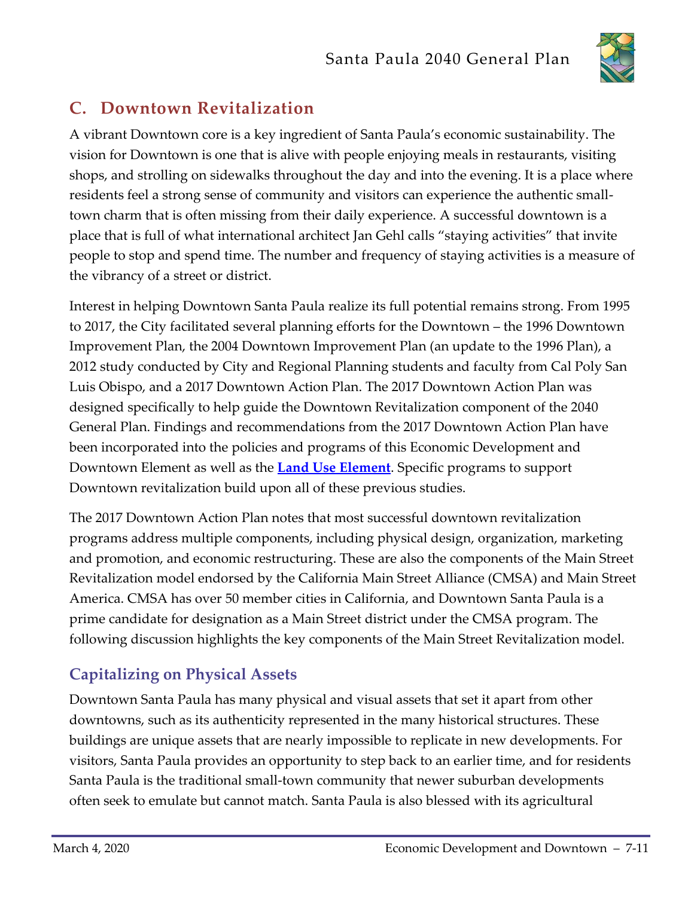## C. Downtown Revitalization

A vibrant Downtown core is a key ingredient of Santa Paula's economic sustainability. The vision for Downtown is one that is alive with people enjoying meals in restaurants, visiting shops, and strolling on sidewalks throughout the day and into the evening. It is a place where residents feel a strong sense of community and visitors can experience the authentic small-town charm that is often missing from their daily experience. A successful downtown is a place that is full of what international architect Jan Gehl calls "staying activities" that invite people to stop and spend time. The number and frequency of staying activities is a measure of the vibrancy of a street or district.

Interest in helping Downtown Santa Paula realize its full potential remains strong. From 1995 to 2017, the City facilitated several planning efforts for the Downtown – the 1996 Downtown Improvement Plan, the 2004 Downtown Improvement Plan (an update to the 1996 Plan), a 2012 study conducted by City and Regional Planning students and faculty from Cal Poly San Luis Obispo, and a 2017 Downtown Action Plan. The 2017 Downtown Action Plan was designed specifically to help guide the Downtown Revitalization component of the 2040 General Plan. Findings and recommendations from the 2017 Downtown Action Plan have been incorporated into the policies and programs of this Economic Development and Downtown Element as well as the **Land Use Element**. Specific programs to support Downtown revitalization build upon all of these previous studies.

The 2017 Downtown Action Plan notes that most successful downtown revitalization programs address multiple components, including physical design, organization, marketing and promotion, and economic restructuring. These are also the components of the Main Street Revitalization model endorsed by the California Main Street Alliance (CMSA) and Main Street America. CMSA has over 50 member cities in California, and Downtown Santa Paula is a prime candidate for designation as a Main Street district under the CMSA program. The following discussion highlights the key components of the Main Street Revitalization model.

### Capitalizing on Physical Assets

Downtown Santa Paula has many physical and visual assets that set it apart from other downtowns, such as its authenticity represented in the many historical structures. These buildings are unique assets that are nearly impossible to replicate in new developments. For visitors, Santa Paula provides an opportunity to step back to an earlier time, and for residents Santa Paula is the traditional small-town community that newer suburban developments often seek to emulate but cannot match. Santa Paula is also blessed with its agricultural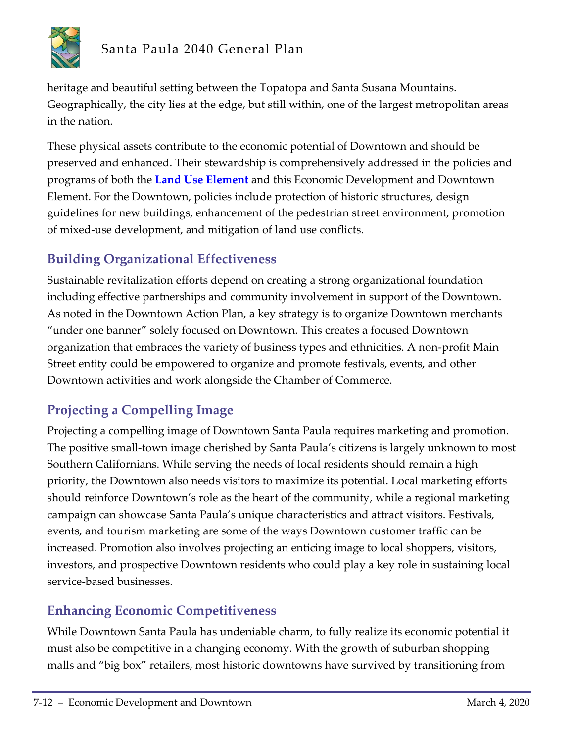heritage and beautiful setting between the Topatopa and Santa Susana Mountains. Geographically, the city lies at the edge, but still within, one of the largest metropolitan areas in the nation.

These physical assets contribute to the economic potential of Downtown and should be preserved and enhanced. Their stewardship is comprehensively addressed in the policies and programs of both the **Land Use Element** and this Economic Development and Downtown Element. For the Downtown, policies include protection of historic structures, design guidelines for new buildings, enhancement of the pedestrian street environment, promotion of mixed-use development, and mitigation of land use conflicts.

## Building Organizational Effectiveness

Sustainable revitalization efforts depend on creating a strong organizational foundation including effective partnerships and community involvement in support of the Downtown. As noted in the Downtown Action Plan, a key strategy is to organize Downtown merchants "under one banner" solely focused on Downtown. This creates a focused Downtown organization that embraces the variety of business types and ethnicities. A non-profit Main Street entity could be empowered to organize and promote festivals, events, and other Downtown activities and work alongside the Chamber of Commerce.

## Projecting a Compelling Image

Projecting a compelling image of Downtown Santa Paula requires marketing and promotion. The positive small-town image cherished by Santa Paula's citizens is largely unknown to most Southern Californians. While serving the needs of local residents should remain a high priority, the Downtown also needs visitors to maximize its potential. Local marketing efforts should reinforce Downtown's role as the heart of the community, while a regional marketing campaign can showcase Santa Paula's unique characteristics and attract visitors. Festivals, events, and tourism marketing are some of the ways Downtown customer traffic can be increased. Promotion also involves projecting an enticing image to local shoppers, visitors, investors, and prospective Downtown residents who could play a key role in sustaining local service-based businesses.

## Enhancing Economic Competitiveness

While Downtown Santa Paula has undeniable charm, to fully realize its economic potential it must also be competitive in a changing economy. With the growth of suburban shopping malls and "big box" retailers, most historic downtowns have survived by transitioning from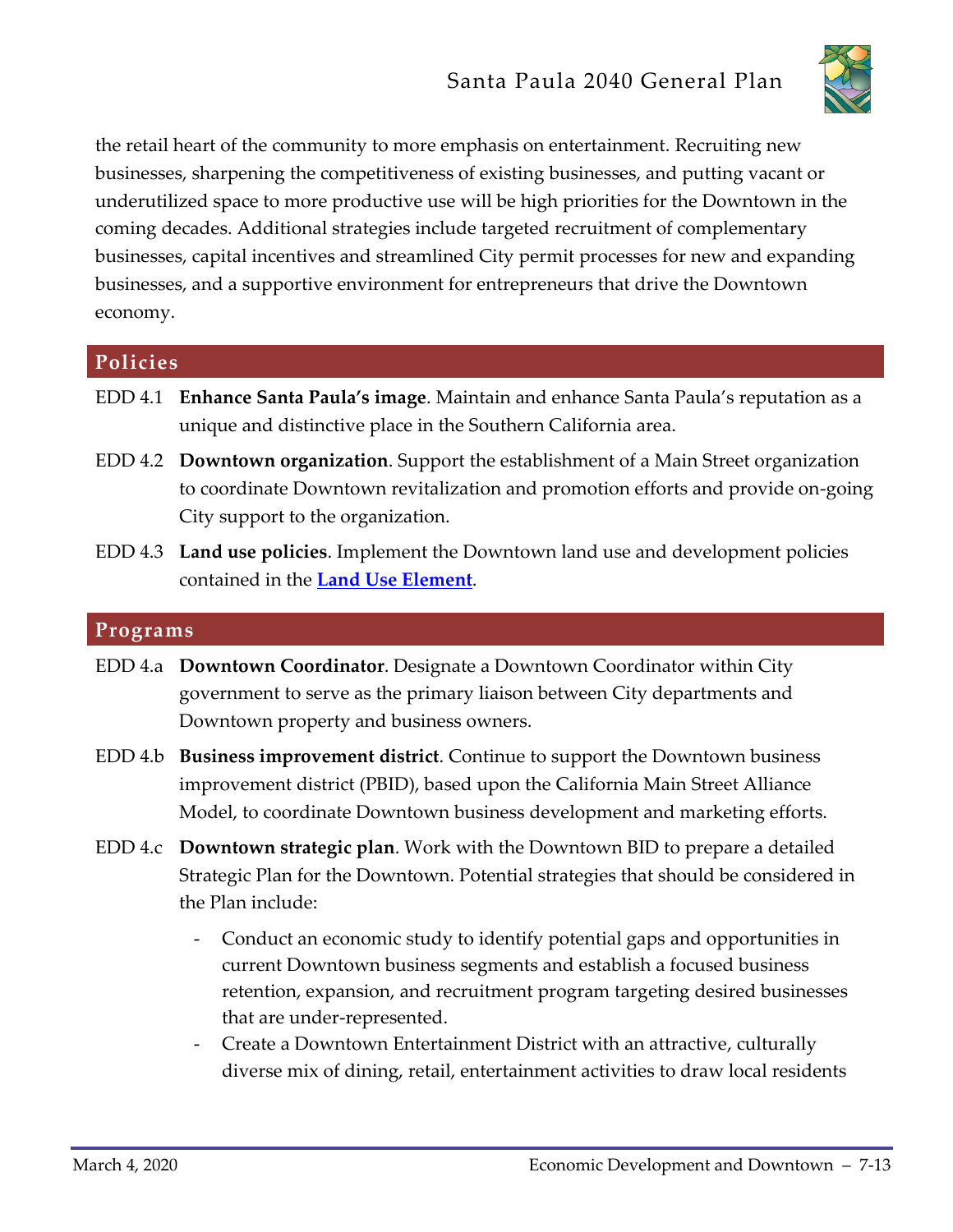the retail heart of the community to more emphasis on entertainment. Recruiting new businesses, sharpening the competitiveness of existing businesses, and putting vacant or underutilized space to more productive use will be high priorities for the Downtown in the coming decades. Additional strategies include targeted recruitment of complementary businesses, capital incentives and streamlined City permit processes for new and expanding businesses, and a supportive environment for entrepreneurs that drive the Downtown economy.

## Policies

EDD 4.1 **Enhance Santa Paula's image**. Maintain and enhance Santa Paula's reputation as a unique and distinctive place in the Southern California area.

EDD 4.2 **Downtown organization**. Support the establishment of a Main Street organization to coordinate Downtown revitalization and promotion efforts and provide on-going City support to the organization.

EDD 4.3 **Land use policies**. Implement the Downtown land use and development policies contained in the **Land Use Element**.

## Programs

EDD 4.a **Downtown Coordinator**. Designate a Downtown Coordinator within City government to serve as the primary liaison between City departments and Downtown property and business owners.

EDD 4.b **Business improvement district**. Continue to support the Downtown business improvement district (PBID), based upon the California Main Street Alliance Model, to coordinate Downtown business development and marketing efforts.

EDD 4.c **Downtown strategic plan**. Work with the Downtown BID to prepare a detailed Strategic Plan for the Downtown. Potential strategies that should be considered in the Plan include:

- Conduct an economic study to identify potential gaps and opportunities in current Downtown business segments and establish a focused business retention, expansion, and recruitment program targeting desired businesses that are under-represented.
- Create a Downtown Entertainment District with an attractive, culturally diverse mix of dining, retail, entertainment activities to draw local residents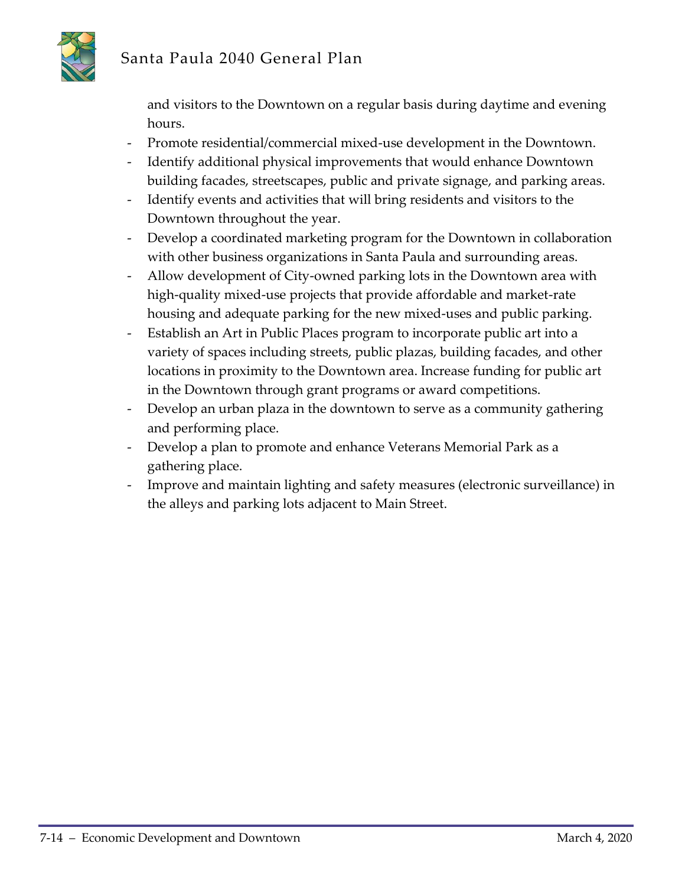and visitors to the Downtown on a regular basis during daytime and evening hours.

- Promote residential/commercial mixed-use development in the Downtown.
- Identify additional physical improvements that would enhance Downtown building facades, streetscapes, public and private signage, and parking areas.
- Identify events and activities that will bring residents and visitors to the Downtown throughout the year.
- Develop a coordinated marketing program for the Downtown in collaboration with other business organizations in Santa Paula and surrounding areas.
- Allow development of City-owned parking lots in the Downtown area with high-quality mixed-use projects that provide affordable and market-rate housing and adequate parking for the new mixed-uses and public parking.
- Establish an Art in Public Places program to incorporate public art into a variety of spaces including streets, public plazas, building facades, and other locations in proximity to the Downtown area. Increase funding for public art in the Downtown through grant programs or award competitions.
- Develop an urban plaza in the downtown to serve as a community gathering and performing place.
- Develop a plan to promote and enhance Veterans Memorial Park as a gathering place.
- Improve and maintain lighting and safety measures (electronic surveillance) in the alleys and parking lots adjacent to Main Street.